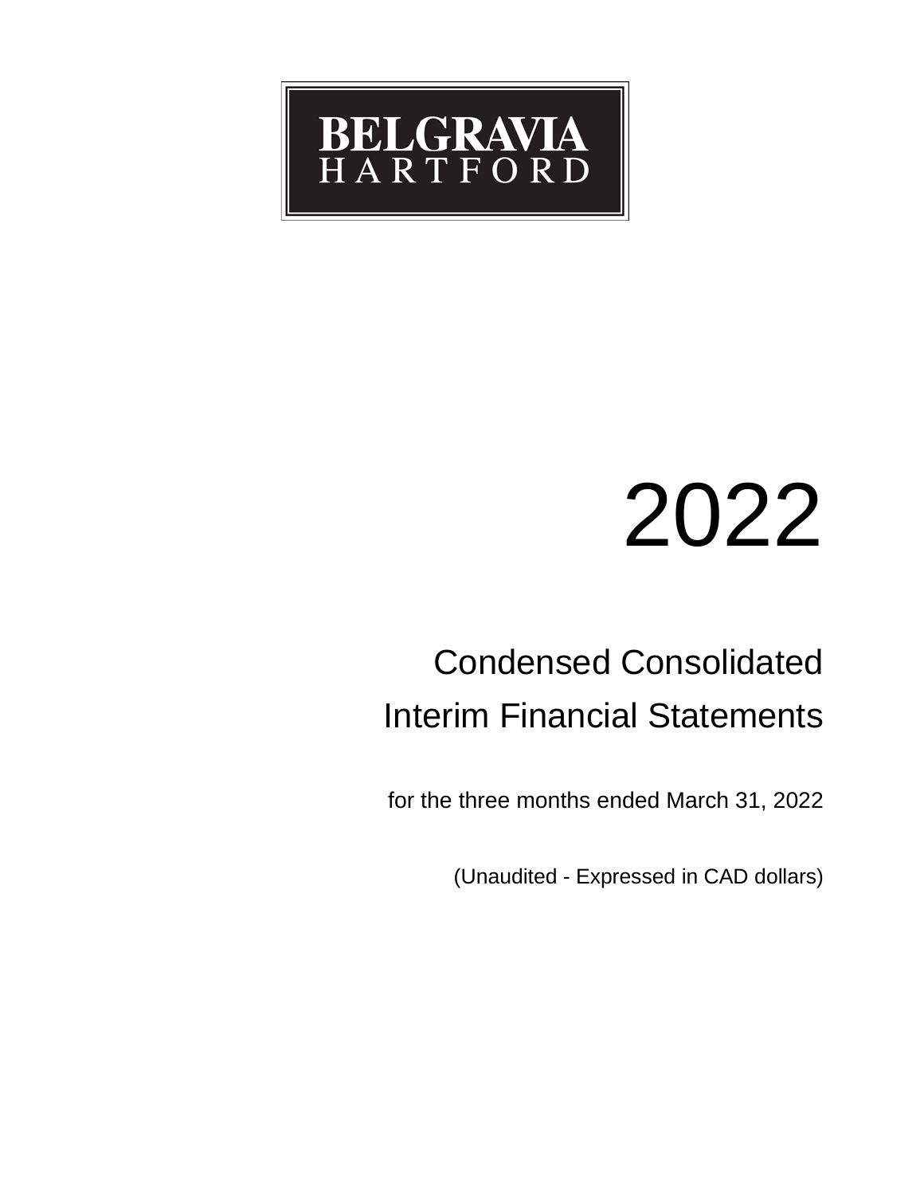BELGRAVIA
HARTFORD

# 2022

## Condensed Consolidated Interim Financial Statements

for the three months ended March 31, 2022

(Unaudited - Expressed in CAD dollars)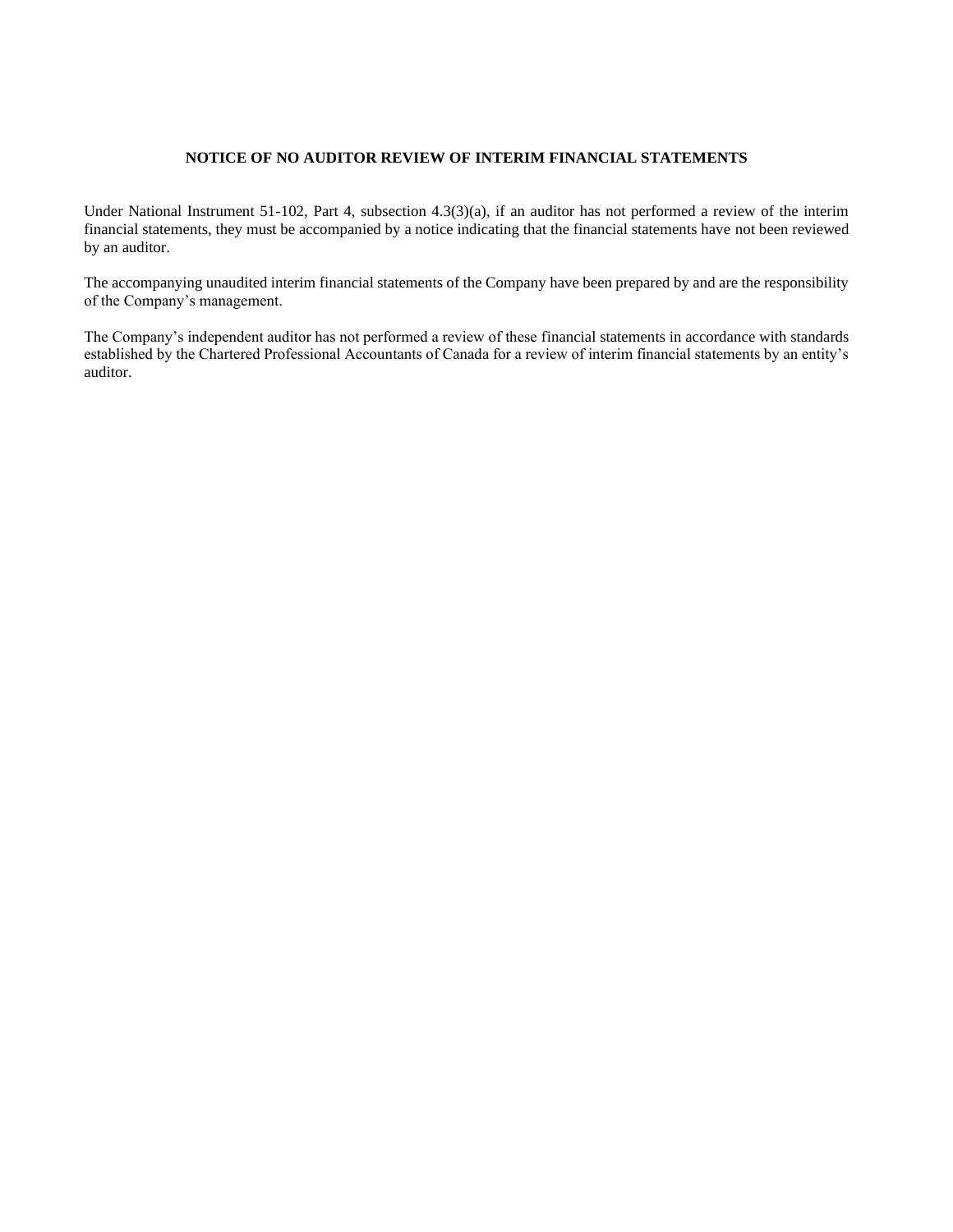## NOTICE OF NO AUDITOR REVIEW OF INTERIM FINANCIAL STATEMENTS

Under National Instrument 51-102, Part 4, subsection 4.3(3)(a), if an auditor has not performed a review of the interim financial statements, they must be accompanied by a notice indicating that the financial statements have not been reviewed by an auditor.

The accompanying unaudited interim financial statements of the Company have been prepared by and are the responsibility of the Company's management.

The Company's independent auditor has not performed a review of these financial statements in accordance with standards established by the Chartered Professional Accountants of Canada for a review of interim financial statements by an entity's auditor.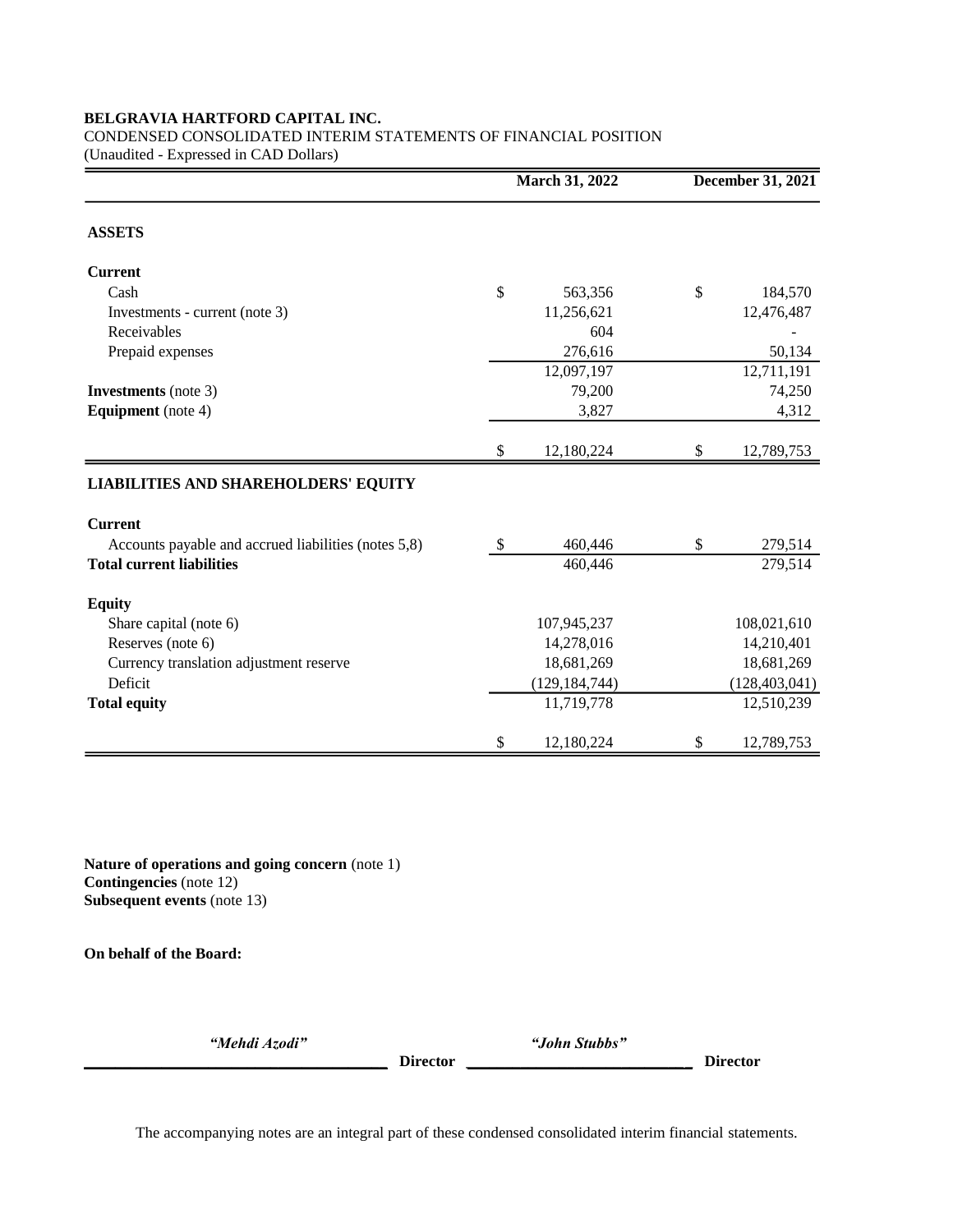**BELGRAVIA HARTFORD CAPITAL INC.**

CONDENSED CONSOLIDATED INTERIM STATEMENTS OF FINANCIAL POSITION

(Unaudited - Expressed in CAD Dollars)

| | March 31, 2022 | December 31, 2021 |
|---|---|---|
| **ASSETS** | | |
| **Current** | | |
| Cash | $ 563,356 | $ 184,570 |
| Investments - current (note 3) | 11,256,621 | 12,476,487 |
| Receivables | 604 | - |
| Prepaid expenses | 276,616 | 50,134 |
| | 12,097,197 | 12,711,191 |
| **Investments** (note 3) | 79,200 | 74,250 |
| **Equipment** (note 4) | 3,827 | 4,312 |
| | $ 12,180,224 | $ 12,789,753 |
| **LIABILITIES AND SHAREHOLDERS' EQUITY** | | |
| **Current** | | |
| Accounts payable and accrued liabilities (notes 5,8) | $ 460,446 | $ 279,514 |
| **Total current liabilities** | 460,446 | 279,514 |
| **Equity** | | |
| Share capital (note 6) | 107,945,237 | 108,021,610 |
| Reserves (note 6) | 14,278,016 | 14,210,401 |
| Currency translation adjustment reserve | 18,681,269 | 18,681,269 |
| Deficit | (129,184,744) | (128,403,041) |
| **Total equity** | 11,719,778 | 12,510,239 |
| | $ 12,180,224 | $ 12,789,753 |

**Nature of operations and going concern** (note 1)
**Contingencies** (note 12)
**Subsequent events** (note 13)

**On behalf of the Board:**

*"Mehdi Azodi"* **Director** *"John Stubbs"* **Director**

The accompanying notes are an integral part of these condensed consolidated interim financial statements.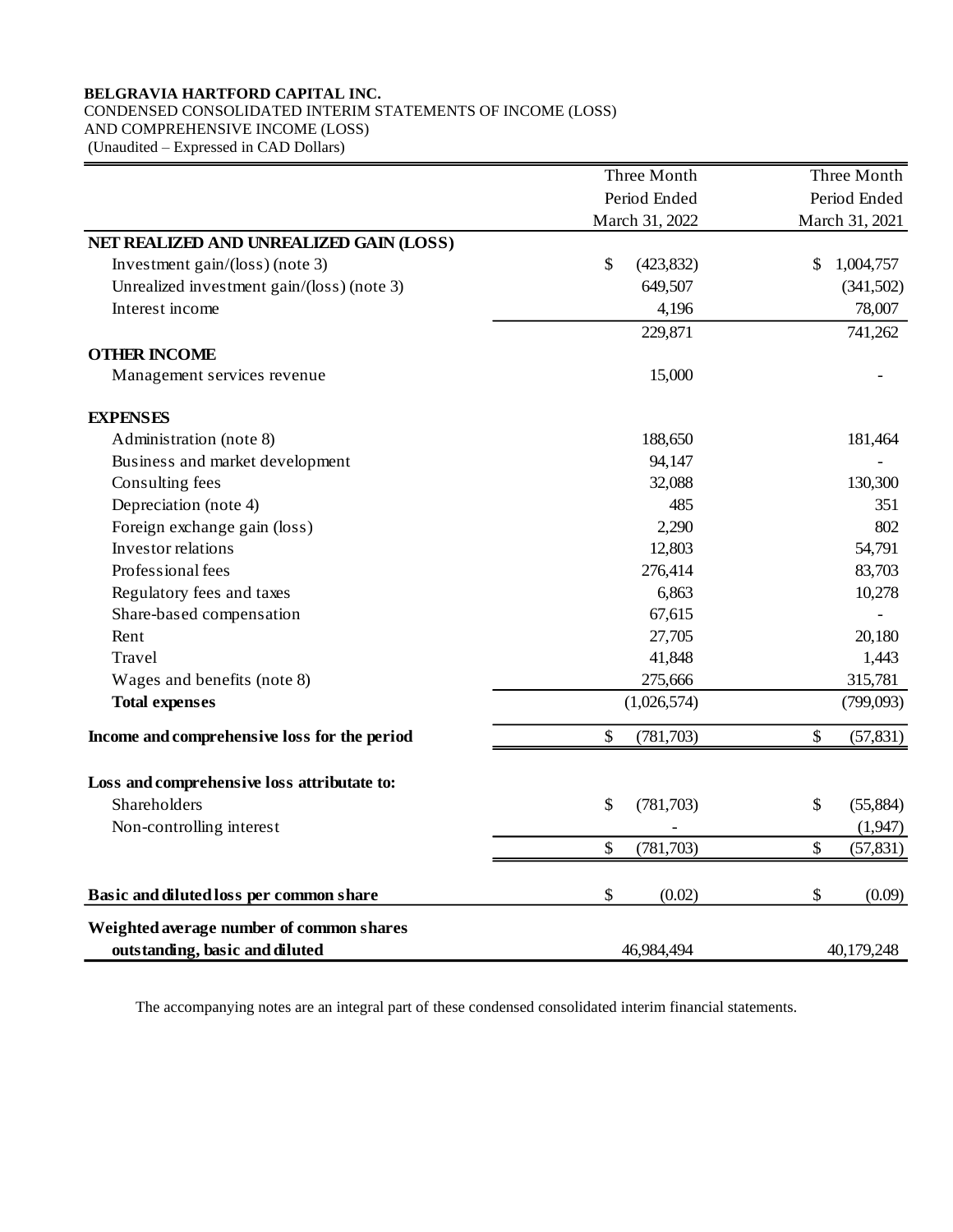**BELGRAVIA HARTFORD CAPITAL INC.**
CONDENSED CONSOLIDATED INTERIM STATEMENTS OF INCOME (LOSS)
AND COMPREHENSIVE INCOME (LOSS)
(Unaudited – Expressed in CAD Dollars)

| | Three Month Period Ended March 31, 2022 | Three Month Period Ended March 31, 2021 |
|---|---|---|
| **NET REALIZED AND UNREALIZED GAIN (LOSS)** | | |
| Investment gain/(loss) (note 3) | $ (423,832) | $ 1,004,757 |
| Unrealized investment gain/(loss) (note 3) | 649,507 | (341,502) |
| Interest income | 4,196 | 78,007 |
| | 229,871 | 741,262 |
| **OTHER INCOME** | | |
| Management services revenue | 15,000 | - |
| **EXPENSES** | | |
| Administration (note 8) | 188,650 | 181,464 |
| Business and market development | 94,147 | - |
| Consulting fees | 32,088 | 130,300 |
| Depreciation (note 4) | 485 | 351 |
| Foreign exchange gain (loss) | 2,290 | 802 |
| Investor relations | 12,803 | 54,791 |
| Professional fees | 276,414 | 83,703 |
| Regulatory fees and taxes | 6,863 | 10,278 |
| Share-based compensation | 67,615 | - |
| Rent | 27,705 | 20,180 |
| Travel | 41,848 | 1,443 |
| Wages and benefits (note 8) | 275,666 | 315,781 |
| **Total expenses** | (1,026,574) | (799,093) |
| **Income and comprehensive loss for the period** | $ (781,703) | $ (57,831) |
| **Loss and comprehensive loss attributate to:** | | |
| Shareholders | $ (781,703) | $ (55,884) |
| Non-controlling interest | - | (1,947) |
| | $ (781,703) | $ (57,831) |
| **Basic and diluted loss per common share** | $ (0.02) | $ (0.09) |
| **Weighted average number of common shares outstanding, basic and diluted** | 46,984,494 | 40,179,248 |

The accompanying notes are an integral part of these condensed consolidated interim financial statements.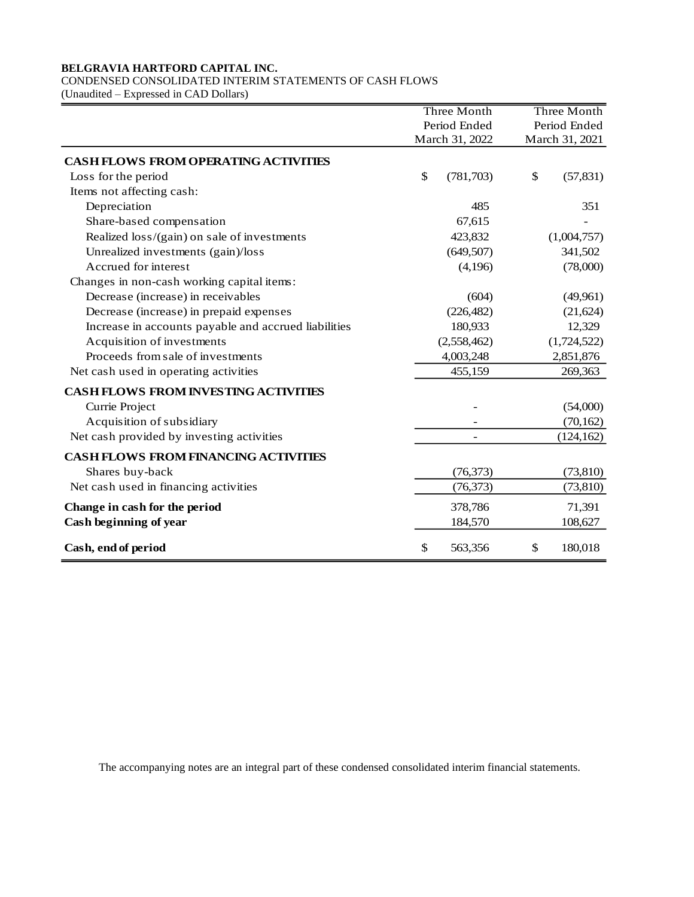**BELGRAVIA HARTFORD CAPITAL INC.**

CONDENSED CONSOLIDATED INTERIM STATEMENTS OF CASH FLOWS

(Unaudited – Expressed in CAD Dollars)

| | Three Month Period Ended March 31, 2022 | Three Month Period Ended March 31, 2021 |
|---|---|---|
| **CASH FLOWS FROM OPERATING ACTIVITIES** | | |
| Loss for the period | $ (781,703) | $ (57,831) |
| Items not affecting cash: | | |
| Depreciation | 485 | 351 |
| Share-based compensation | 67,615 | - |
| Realized loss/(gain) on sale of investments | 423,832 | (1,004,757) |
| Unrealized investments (gain)/loss | (649,507) | 341,502 |
| Accrued for interest | (4,196) | (78,000) |
| Changes in non-cash working capital items: | | |
| Decrease (increase) in receivables | (604) | (49,961) |
| Decrease (increase) in prepaid expenses | (226,482) | (21,624) |
| Increase in accounts payable and accrued liabilities | 180,933 | 12,329 |
| Acquisition of investments | (2,558,462) | (1,724,522) |
| Proceeds from sale of investments | 4,003,248 | 2,851,876 |
| Net cash used in operating activities | 455,159 | 269,363 |
| **CASH FLOWS FROM INVESTING ACTIVITIES** | | |
| Currie Project | - | (54,000) |
| Acquisition of subsidiary | - | (70,162) |
| Net cash provided by investing activities | - | (124,162) |
| **CASH FLOWS FROM FINANCING ACTIVITIES** | | |
| Shares buy-back | (76,373) | (73,810) |
| Net cash used in financing activities | (76,373) | (73,810) |
| **Change in cash for the period** | 378,786 | 71,391 |
| **Cash beginning of year** | 184,570 | 108,627 |
| **Cash, end of period** | $ 563,356 | $ 180,018 |

The accompanying notes are an integral part of these condensed consolidated interim financial statements.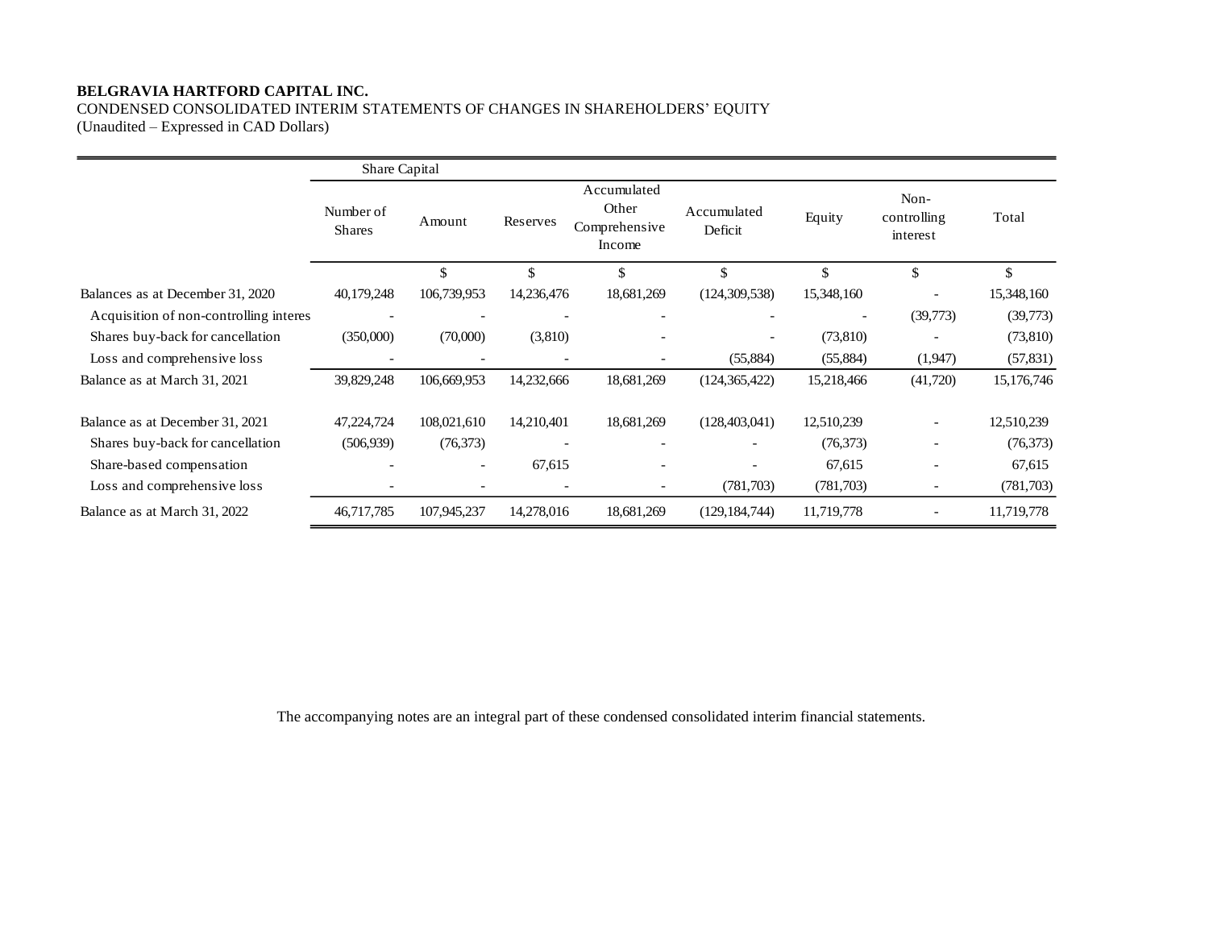**BELGRAVIA HARTFORD CAPITAL INC.**

CONDENSED CONSOLIDATED INTERIM STATEMENTS OF CHANGES IN SHAREHOLDERS' EQUITY

(Unaudited – Expressed in CAD Dollars)

| | Share Capital | | | | | | | |
|---|---|---|---|---|---|---|---|---|
| | Number of Shares | Amount | Reserves | Accumulated Other Comprehensive Income | Accumulated Deficit | Equity | Non-controlling interest | Total |
| | | $ | $ | $ | $ | $ | $ | $ |
| Balances as at December 31, 2020 | 40,179,248 | 106,739,953 | 14,236,476 | 18,681,269 | (124,309,538) | 15,348,160 | - | 15,348,160 |
| Acquisition of non-controlling interes | - | - | - | - | - | - | (39,773) | (39,773) |
| Shares buy-back for cancellation | (350,000) | (70,000) | (3,810) | - | - | (73,810) | - | (73,810) |
| Loss and comprehensive loss | - | - | - | - | (55,884) | (55,884) | (1,947) | (57,831) |
| Balance as at March 31, 2021 | 39,829,248 | 106,669,953 | 14,232,666 | 18,681,269 | (124,365,422) | 15,218,466 | (41,720) | 15,176,746 |
| | | | | | | | | |
| Balance as at December 31, 2021 | 47,224,724 | 108,021,610 | 14,210,401 | 18,681,269 | (128,403,041) | 12,510,239 | - | 12,510,239 |
| Shares buy-back for cancellation | (506,939) | (76,373) | - | - | - | (76,373) | - | (76,373) |
| Share-based compensation | - | - | 67,615 | - | - | 67,615 | - | 67,615 |
| Loss and comprehensive loss | - | - | - | - | (781,703) | (781,703) | - | (781,703) |
| Balance as at March 31, 2022 | 46,717,785 | 107,945,237 | 14,278,016 | 18,681,269 | (129,184,744) | 11,719,778 | - | 11,719,778 |

The accompanying notes are an integral part of these condensed consolidated interim financial statements.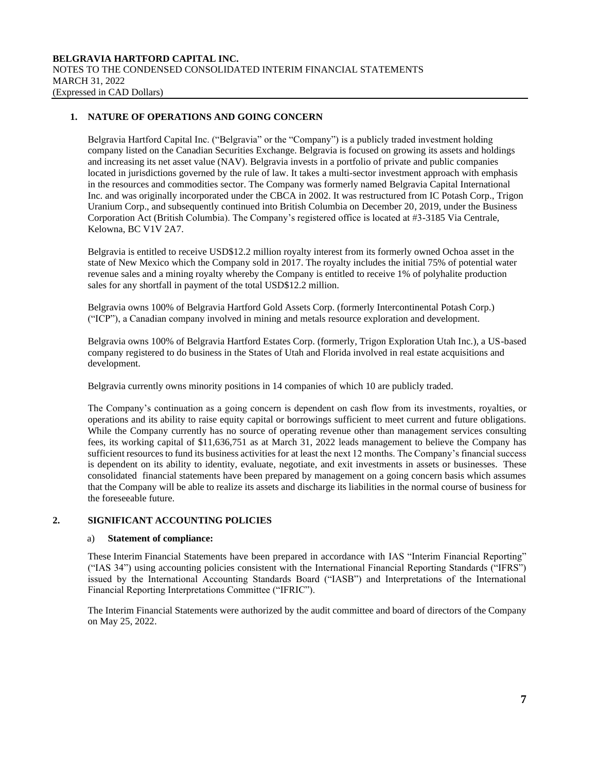## 1. NATURE OF OPERATIONS AND GOING CONCERN

Belgravia Hartford Capital Inc. ("Belgravia" or the "Company") is a publicly traded investment holding company listed on the Canadian Securities Exchange. Belgravia is focused on growing its assets and holdings and increasing its net asset value (NAV). Belgravia invests in a portfolio of private and public companies located in jurisdictions governed by the rule of law. It takes a multi-sector investment approach with emphasis in the resources and commodities sector. The Company was formerly named Belgravia Capital International Inc. and was originally incorporated under the CBCA in 2002. It was restructured from IC Potash Corp., Trigon Uranium Corp., and subsequently continued into British Columbia on December 20, 2019, under the Business Corporation Act (British Columbia). The Company's registered office is located at #3-3185 Via Centrale, Kelowna, BC V1V 2A7.

Belgravia is entitled to receive USD$12.2 million royalty interest from its formerly owned Ochoa asset in the state of New Mexico which the Company sold in 2017. The royalty includes the initial 75% of potential water revenue sales and a mining royalty whereby the Company is entitled to receive 1% of polyhalite production sales for any shortfall in payment of the total USD$12.2 million.

Belgravia owns 100% of Belgravia Hartford Gold Assets Corp. (formerly Intercontinental Potash Corp.) ("ICP"), a Canadian company involved in mining and metals resource exploration and development.

Belgravia owns 100% of Belgravia Hartford Estates Corp. (formerly, Trigon Exploration Utah Inc.), a US-based company registered to do business in the States of Utah and Florida involved in real estate acquisitions and development.

Belgravia currently owns minority positions in 14 companies of which 10 are publicly traded.

The Company's continuation as a going concern is dependent on cash flow from its investments, royalties, or operations and its ability to raise equity capital or borrowings sufficient to meet current and future obligations. While the Company currently has no source of operating revenue other than management services consulting fees, its working capital of $11,636,751 as at March 31, 2022 leads management to believe the Company has sufficient resources to fund its business activities for at least the next 12 months. The Company's financial success is dependent on its ability to identity, evaluate, negotiate, and exit investments in assets or businesses. These consolidated financial statements have been prepared by management on a going concern basis which assumes that the Company will be able to realize its assets and discharge its liabilities in the normal course of business for the foreseeable future.

## 2. SIGNIFICANT ACCOUNTING POLICIES

### a) Statement of compliance:

These Interim Financial Statements have been prepared in accordance with IAS "Interim Financial Reporting" ("IAS 34") using accounting policies consistent with the International Financial Reporting Standards ("IFRS") issued by the International Accounting Standards Board ("IASB") and Interpretations of the International Financial Reporting Interpretations Committee ("IFRIC").

The Interim Financial Statements were authorized by the audit committee and board of directors of the Company on May 25, 2022.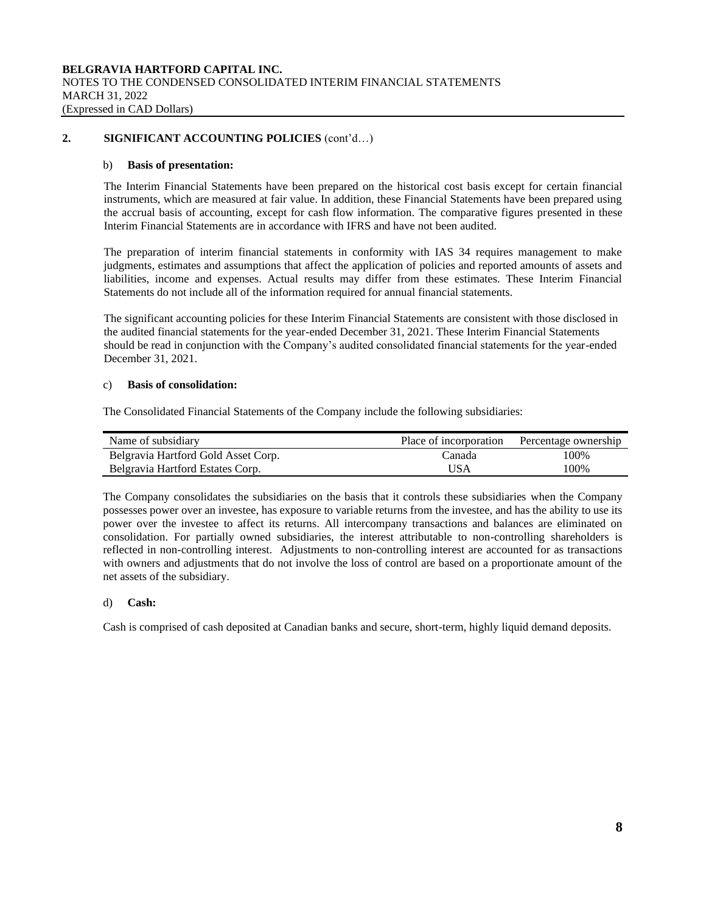## 2. SIGNIFICANT ACCOUNTING POLICIES (cont'd…)

### b) Basis of presentation:

The Interim Financial Statements have been prepared on the historical cost basis except for certain financial instruments, which are measured at fair value. In addition, these Financial Statements have been prepared using the accrual basis of accounting, except for cash flow information. The comparative figures presented in these Interim Financial Statements are in accordance with IFRS and have not been audited.

The preparation of interim financial statements in conformity with IAS 34 requires management to make judgments, estimates and assumptions that affect the application of policies and reported amounts of assets and liabilities, income and expenses. Actual results may differ from these estimates. These Interim Financial Statements do not include all of the information required for annual financial statements.

The significant accounting policies for these Interim Financial Statements are consistent with those disclosed in the audited financial statements for the year-ended December 31, 2021. These Interim Financial Statements should be read in conjunction with the Company's audited consolidated financial statements for the year-ended December 31, 2021.

### c) Basis of consolidation:

The Consolidated Financial Statements of the Company include the following subsidiaries:

| Name of subsidiary | Place of incorporation | Percentage ownership |
|---|---|---|
| Belgravia Hartford Gold Asset Corp. | Canada | 100% |
| Belgravia Hartford Estates Corp. | USA | 100% |

The Company consolidates the subsidiaries on the basis that it controls these subsidiaries when the Company possesses power over an investee, has exposure to variable returns from the investee, and has the ability to use its power over the investee to affect its returns. All intercompany transactions and balances are eliminated on consolidation. For partially owned subsidiaries, the interest attributable to non-controlling shareholders is reflected in non-controlling interest. Adjustments to non-controlling interest are accounted for as transactions with owners and adjustments that do not involve the loss of control are based on a proportionate amount of the net assets of the subsidiary.

### d) Cash:

Cash is comprised of cash deposited at Canadian banks and secure, short-term, highly liquid demand deposits.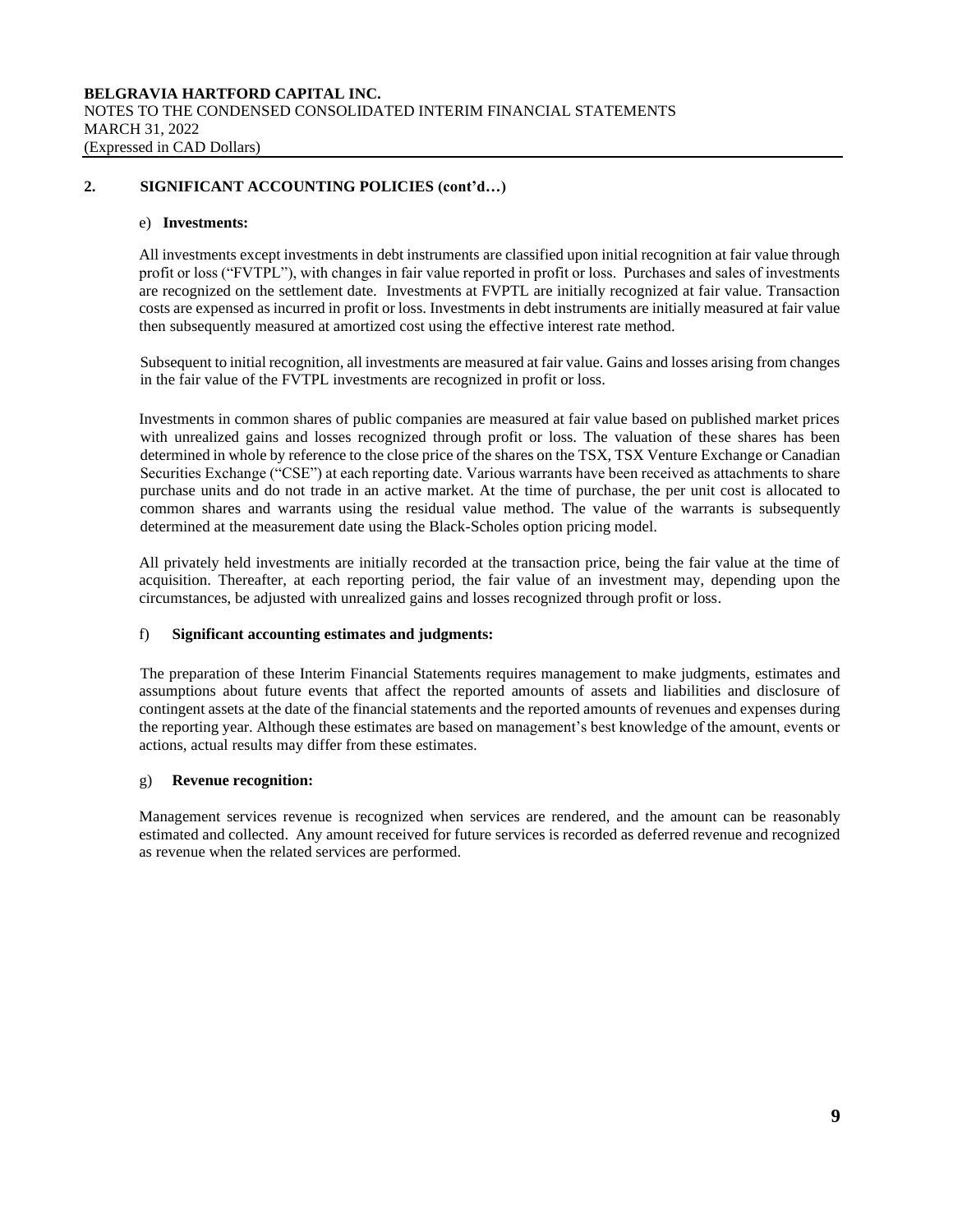## 2. SIGNIFICANT ACCOUNTING POLICIES (cont'd…)

e) **Investments:**

All investments except investments in debt instruments are classified upon initial recognition at fair value through profit or loss ("FVTPL"), with changes in fair value reported in profit or loss. Purchases and sales of investments are recognized on the settlement date. Investments at FVPTL are initially recognized at fair value. Transaction costs are expensed as incurred in profit or loss. Investments in debt instruments are initially measured at fair value then subsequently measured at amortized cost using the effective interest rate method.

Subsequent to initial recognition, all investments are measured at fair value. Gains and losses arising from changes in the fair value of the FVTPL investments are recognized in profit or loss.

Investments in common shares of public companies are measured at fair value based on published market prices with unrealized gains and losses recognized through profit or loss. The valuation of these shares has been determined in whole by reference to the close price of the shares on the TSX, TSX Venture Exchange or Canadian Securities Exchange ("CSE") at each reporting date. Various warrants have been received as attachments to share purchase units and do not trade in an active market. At the time of purchase, the per unit cost is allocated to common shares and warrants using the residual value method. The value of the warrants is subsequently determined at the measurement date using the Black-Scholes option pricing model.

All privately held investments are initially recorded at the transaction price, being the fair value at the time of acquisition. Thereafter, at each reporting period, the fair value of an investment may, depending upon the circumstances, be adjusted with unrealized gains and losses recognized through profit or loss.

f) **Significant accounting estimates and judgments:**

The preparation of these Interim Financial Statements requires management to make judgments, estimates and assumptions about future events that affect the reported amounts of assets and liabilities and disclosure of contingent assets at the date of the financial statements and the reported amounts of revenues and expenses during the reporting year. Although these estimates are based on management's best knowledge of the amount, events or actions, actual results may differ from these estimates.

g) **Revenue recognition:**

Management services revenue is recognized when services are rendered, and the amount can be reasonably estimated and collected. Any amount received for future services is recorded as deferred revenue and recognized as revenue when the related services are performed.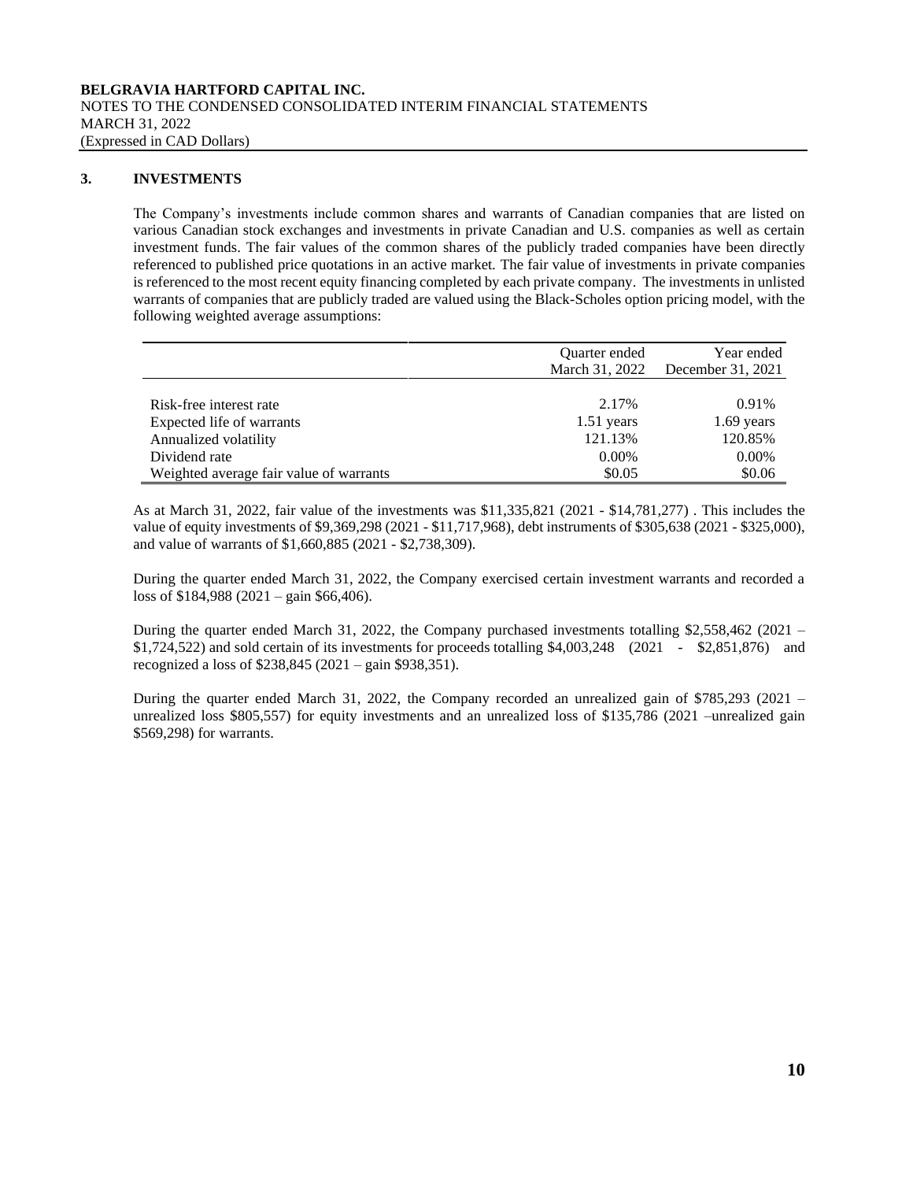## 3. INVESTMENTS

The Company's investments include common shares and warrants of Canadian companies that are listed on various Canadian stock exchanges and investments in private Canadian and U.S. companies as well as certain investment funds. The fair values of the common shares of the publicly traded companies have been directly referenced to published price quotations in an active market. The fair value of investments in private companies is referenced to the most recent equity financing completed by each private company. The investments in unlisted warrants of companies that are publicly traded are valued using the Black-Scholes option pricing model, with the following weighted average assumptions:

| | Quarter ended March 31, 2022 | Year ended December 31, 2021 |
|---|---|---|
| Risk-free interest rate | 2.17% | 0.91% |
| Expected life of warrants | 1.51 years | 1.69 years |
| Annualized volatility | 121.13% | 120.85% |
| Dividend rate | 0.00% | 0.00% |
| Weighted average fair value of warrants | \$0.05 | \$0.06 |

As at March 31, 2022, fair value of the investments was \$11,335,821 (2021 - \$14,781,277) . This includes the value of equity investments of \$9,369,298 (2021 - \$11,717,968), debt instruments of \$305,638 (2021 - \$325,000), and value of warrants of \$1,660,885 (2021 - \$2,738,309).

During the quarter ended March 31, 2022, the Company exercised certain investment warrants and recorded a loss of \$184,988 (2021 – gain \$66,406).

During the quarter ended March 31, 2022, the Company purchased investments totalling \$2,558,462 (2021 – \$1,724,522) and sold certain of its investments for proceeds totalling \$4,003,248 (2021 - \$2,851,876) and recognized a loss of \$238,845 (2021 – gain \$938,351).

During the quarter ended March 31, 2022, the Company recorded an unrealized gain of \$785,293 (2021 – unrealized loss \$805,557) for equity investments and an unrealized loss of \$135,786 (2021 –unrealized gain \$569,298) for warrants.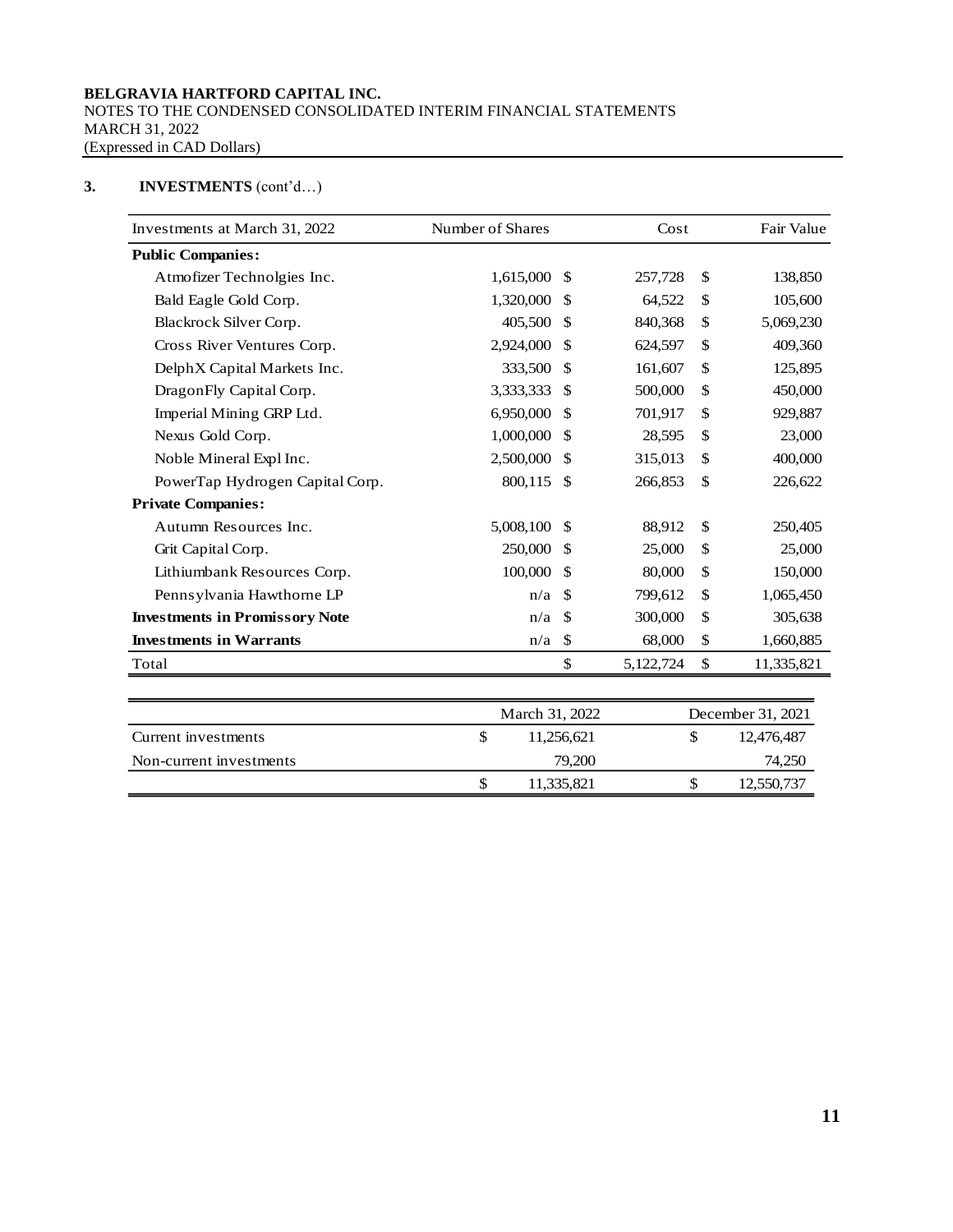**BELGRAVIA HARTFORD CAPITAL INC.**
NOTES TO THE CONDENSED CONSOLIDATED INTERIM FINANCIAL STATEMENTS
MARCH 31, 2022
(Expressed in CAD Dollars)

## 3. INVESTMENTS (cont'd…)

| Investments at March 31, 2022 | Number of Shares | Cost | Fair Value |
|---|---|---|---|
| **Public Companies:** | | | |
| Atmofizer Technolgies Inc. | 1,615,000 | $ 257,728 | $ 138,850 |
| Bald Eagle Gold Corp. | 1,320,000 | $ 64,522 | $ 105,600 |
| Blackrock Silver Corp. | 405,500 | $ 840,368 | $ 5,069,230 |
| Cross River Ventures Corp. | 2,924,000 | $ 624,597 | $ 409,360 |
| DelphX Capital Markets Inc. | 333,500 | $ 161,607 | $ 125,895 |
| DragonFly Capital Corp. | 3,333,333 | $ 500,000 | $ 450,000 |
| Imperial Mining GRP Ltd. | 6,950,000 | $ 701,917 | $ 929,887 |
| Nexus Gold Corp. | 1,000,000 | $ 28,595 | $ 23,000 |
| Noble Mineral Expl Inc. | 2,500,000 | $ 315,013 | $ 400,000 |
| PowerTap Hydrogen Capital Corp. | 800,115 | $ 266,853 | $ 226,622 |
| **Private Companies:** | | | |
| Autumn Resources Inc. | 5,008,100 | $ 88,912 | $ 250,405 |
| Grit Capital Corp. | 250,000 | $ 25,000 | $ 25,000 |
| Lithiumbank Resources Corp. | 100,000 | $ 80,000 | $ 150,000 |
| Pennsylvania Hawthorne LP | n/a | $ 799,612 | $ 1,065,450 |
| **Investments in Promissory Note** | n/a | $ 300,000 | $ 305,638 |
| **Investments in Warrants** | n/a | $ 68,000 | $ 1,660,885 |
| Total | | $ 5,122,724 | $ 11,335,821 |

| | March 31, 2022 | December 31, 2021 |
|---|---|---|
| Current investments | $ 11,256,621 | $ 12,476,487 |
| Non-current investments | 79,200 | 74,250 |
| | $ 11,335,821 | $ 12,550,737 |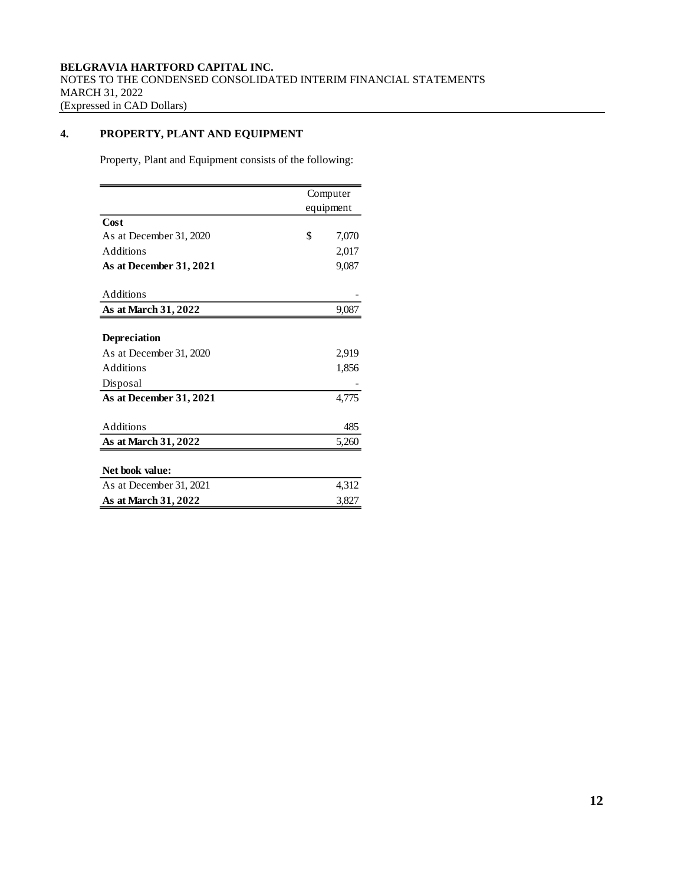## 4. PROPERTY, PLANT AND EQUIPMENT

Property, Plant and Equipment consists of the following:

| | Computer equipment |
|---|---|
| **Cost** | |
| As at December 31, 2020 | $ 7,070 |
| Additions | 2,017 |
| **As at December 31, 2021** | 9,087 |
| | |
| Additions | - |
| **As at March 31, 2022** | 9,087 |
| | |
| **Depreciation** | |
| As at December 31, 2020 | 2,919 |
| Additions | 1,856 |
| Disposal | - |
| **As at December 31, 2021** | 4,775 |
| | |
| Additions | 485 |
| **As at March 31, 2022** | 5,260 |
| | |
| **Net book value:** | |
| As at December 31, 2021 | 4,312 |
| **As at March 31, 2022** | 3,827 |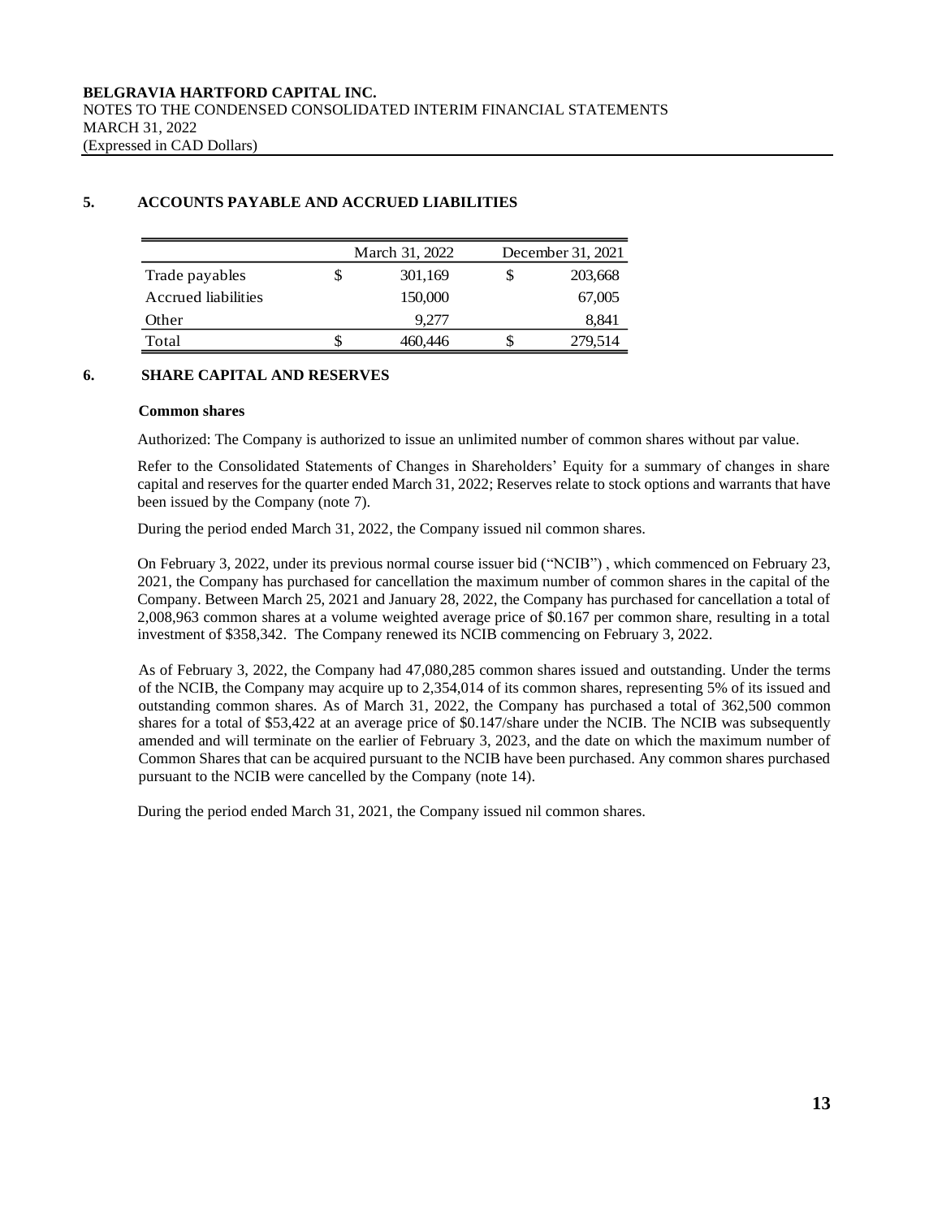## 5. ACCOUNTS PAYABLE AND ACCRUED LIABILITIES

| | March 31, 2022 | December 31, 2021 |
|---|---|---|
| Trade payables | $ 301,169 | $ 203,668 |
| Accrued liabilities | 150,000 | 67,005 |
| Other | 9,277 | 8,841 |
| Total | $ 460,446 | $ 279,514 |

## 6. SHARE CAPITAL AND RESERVES

**Common shares**

Authorized: The Company is authorized to issue an unlimited number of common shares without par value.

Refer to the Consolidated Statements of Changes in Shareholders' Equity for a summary of changes in share capital and reserves for the quarter ended March 31, 2022; Reserves relate to stock options and warrants that have been issued by the Company (note 7).

During the period ended March 31, 2022, the Company issued nil common shares.

On February 3, 2022, under its previous normal course issuer bid ("NCIB") , which commenced on February 23, 2021, the Company has purchased for cancellation the maximum number of common shares in the capital of the Company. Between March 25, 2021 and January 28, 2022, the Company has purchased for cancellation a total of 2,008,963 common shares at a volume weighted average price of $0.167 per common share, resulting in a total investment of $358,342. The Company renewed its NCIB commencing on February 3, 2022.

As of February 3, 2022, the Company had 47,080,285 common shares issued and outstanding. Under the terms of the NCIB, the Company may acquire up to 2,354,014 of its common shares, representing 5% of its issued and outstanding common shares. As of March 31, 2022, the Company has purchased a total of 362,500 common shares for a total of $53,422 at an average price of $0.147/share under the NCIB. The NCIB was subsequently amended and will terminate on the earlier of February 3, 2023, and the date on which the maximum number of Common Shares that can be acquired pursuant to the NCIB have been purchased. Any common shares purchased pursuant to the NCIB were cancelled by the Company (note 14).

During the period ended March 31, 2021, the Company issued nil common shares.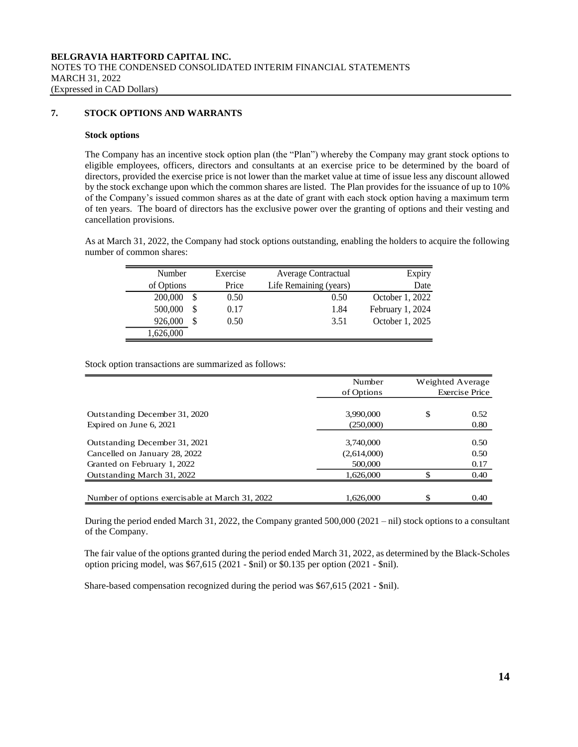## 7. STOCK OPTIONS AND WARRANTS

### Stock options

The Company has an incentive stock option plan (the "Plan") whereby the Company may grant stock options to eligible employees, officers, directors and consultants at an exercise price to be determined by the board of directors, provided the exercise price is not lower than the market value at time of issue less any discount allowed by the stock exchange upon which the common shares are listed. The Plan provides for the issuance of up to 10% of the Company's issued common shares as at the date of grant with each stock option having a maximum term of ten years. The board of directors has the exclusive power over the granting of options and their vesting and cancellation provisions.

As at March 31, 2022, the Company had stock options outstanding, enabling the holders to acquire the following number of common shares:

| Number of Options | Exercise Price | Average Contractual Life Remaining (years) | Expiry Date |
|---|---|---|---|
| 200,000 | $ 0.50 | 0.50 | October 1, 2022 |
| 500,000 | $ 0.17 | 1.84 | February 1, 2024 |
| 926,000 | $ 0.50 | 3.51 | October 1, 2025 |
| 1,626,000 | | | |

Stock option transactions are summarized as follows:

| | Number of Options | Weighted Average Exercise Price |
|---|---|---|
| Outstanding December 31, 2020 | 3,990,000 | $ 0.52 |
| Expired on June 6, 2021 | (250,000) | 0.80 |
| Outstanding December 31, 2021 | 3,740,000 | 0.50 |
| Cancelled on January 28, 2022 | (2,614,000) | 0.50 |
| Granted on February 1, 2022 | 500,000 | 0.17 |
| Outstanding March 31, 2022 | 1,626,000 | $ 0.40 |
| Number of options exercisable at March 31, 2022 | 1,626,000 | $ 0.40 |

During the period ended March 31, 2022, the Company granted 500,000 (2021 – nil) stock options to a consultant of the Company.

The fair value of the options granted during the period ended March 31, 2022, as determined by the Black-Scholes option pricing model, was $67,615 (2021 - $nil) or $0.135 per option (2021 - $nil).

Share-based compensation recognized during the period was $67,615 (2021 - $nil).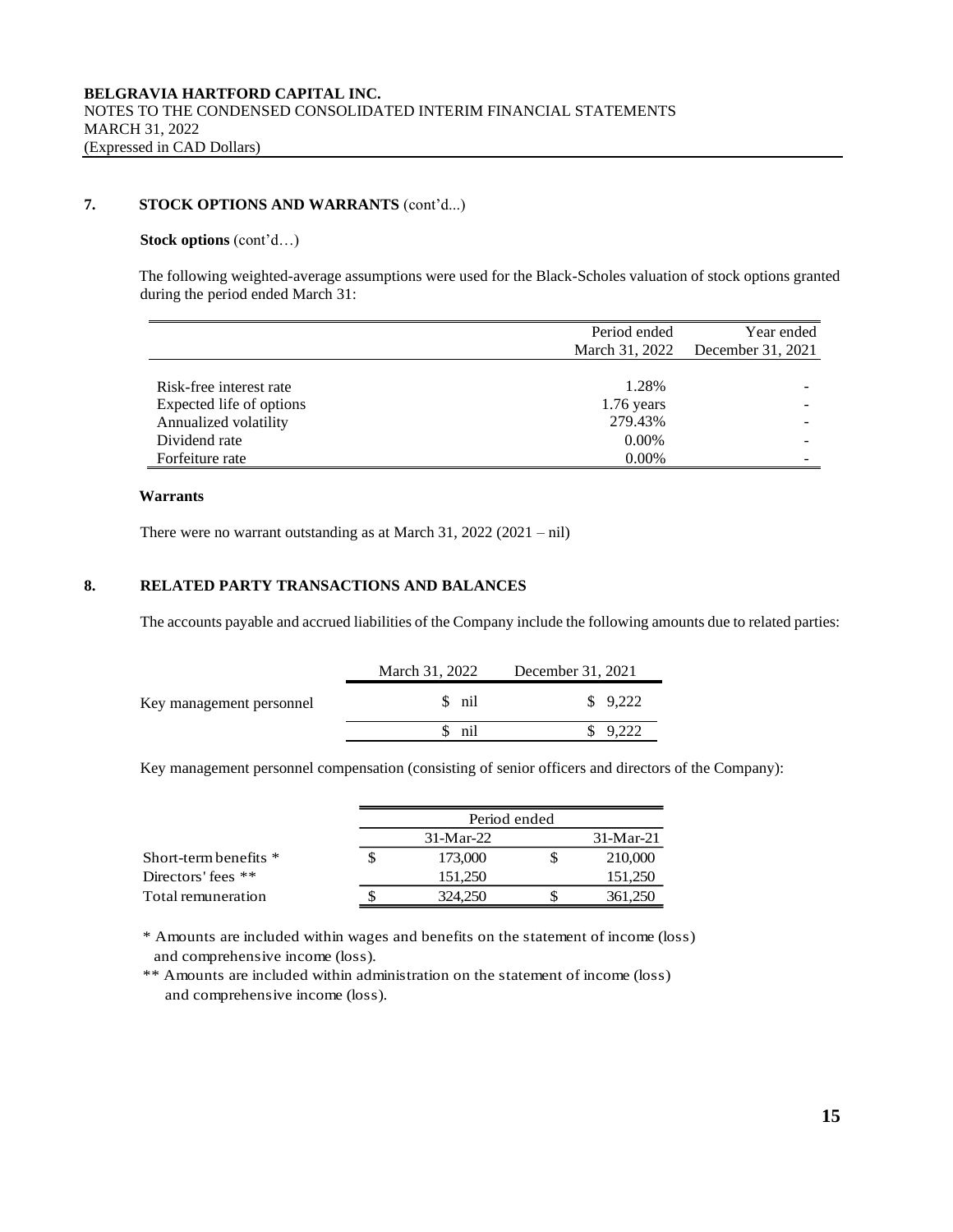## 7. STOCK OPTIONS AND WARRANTS (cont'd...)

**Stock options** (cont'd…)

The following weighted-average assumptions were used for the Black-Scholes valuation of stock options granted during the period ended March 31:

| | Period ended March 31, 2022 | Year ended December 31, 2021 |
|---|---|---|
| Risk-free interest rate | 1.28% | - |
| Expected life of options | 1.76 years | - |
| Annualized volatility | 279.43% | - |
| Dividend rate | 0.00% | - |
| Forfeiture rate | 0.00% | - |

**Warrants**

There were no warrant outstanding as at March 31, 2022 (2021 – nil)

## 8. RELATED PARTY TRANSACTIONS AND BALANCES

The accounts payable and accrued liabilities of the Company include the following amounts due to related parties:

| | March 31, 2022 | December 31, 2021 |
|---|---|---|
| Key management personnel | $ nil | $ 9,222 |
| | $ nil | $ 9,222 |

Key management personnel compensation (consisting of senior officers and directors of the Company):

| | Period ended | |
|---|---|---|
| | 31-Mar-22 | 31-Mar-21 |
| Short-term benefits * | $ 173,000 | $ 210,000 |
| Directors' fees ** | 151,250 | 151,250 |
| Total remuneration | $ 324,250 | $ 361,250 |

\* Amounts are included within wages and benefits on the statement of income (loss) and comprehensive income (loss).

** Amounts are included within administration on the statement of income (loss) and comprehensive income (loss).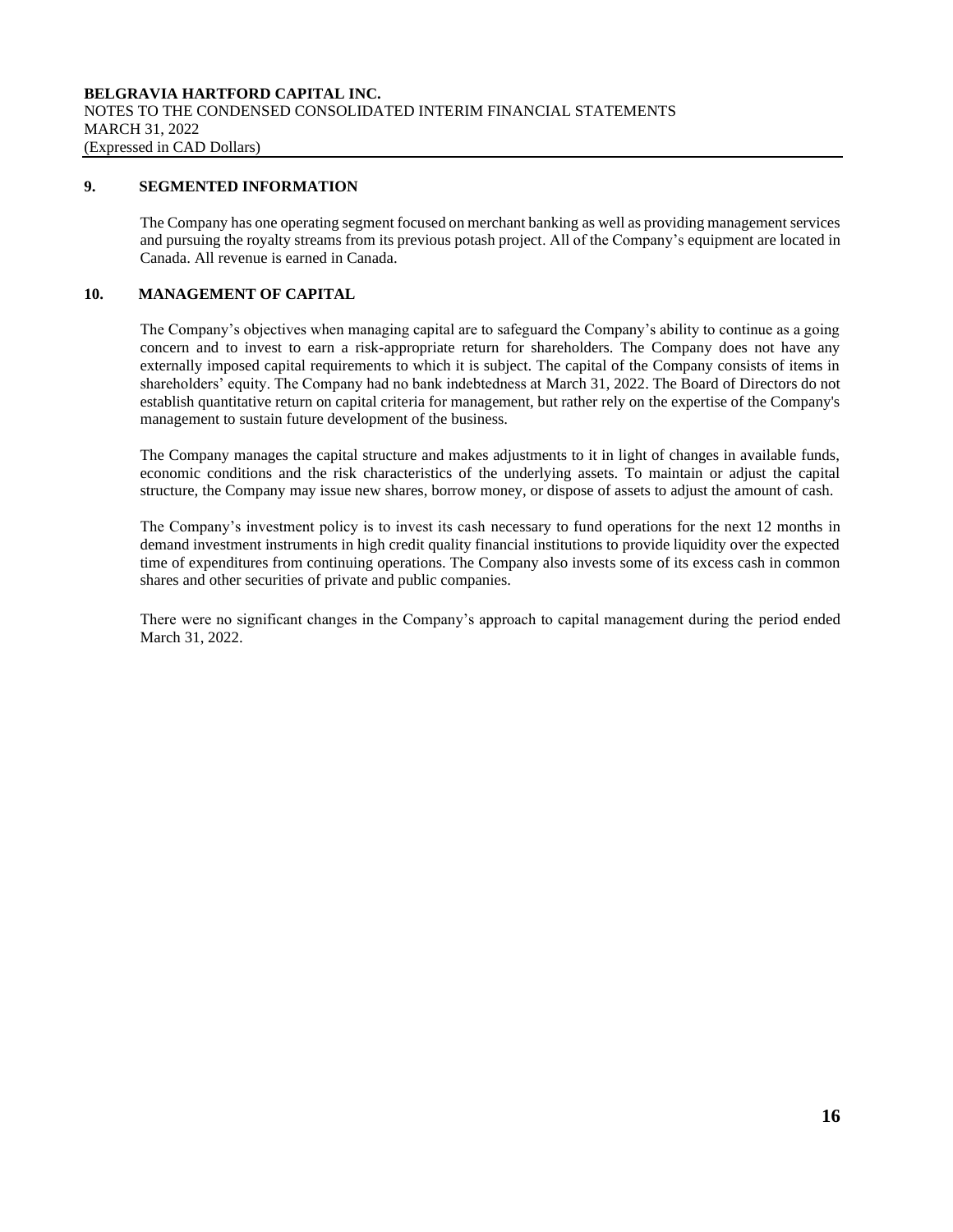## 9. SEGMENTED INFORMATION

The Company has one operating segment focused on merchant banking as well as providing management services and pursuing the royalty streams from its previous potash project. All of the Company's equipment are located in Canada. All revenue is earned in Canada.

## 10. MANAGEMENT OF CAPITAL

The Company's objectives when managing capital are to safeguard the Company's ability to continue as a going concern and to invest to earn a risk-appropriate return for shareholders. The Company does not have any externally imposed capital requirements to which it is subject. The capital of the Company consists of items in shareholders' equity. The Company had no bank indebtedness at March 31, 2022. The Board of Directors do not establish quantitative return on capital criteria for management, but rather rely on the expertise of the Company's management to sustain future development of the business.

The Company manages the capital structure and makes adjustments to it in light of changes in available funds, economic conditions and the risk characteristics of the underlying assets. To maintain or adjust the capital structure, the Company may issue new shares, borrow money, or dispose of assets to adjust the amount of cash.

The Company's investment policy is to invest its cash necessary to fund operations for the next 12 months in demand investment instruments in high credit quality financial institutions to provide liquidity over the expected time of expenditures from continuing operations. The Company also invests some of its excess cash in common shares and other securities of private and public companies.

There were no significant changes in the Company's approach to capital management during the period ended March 31, 2022.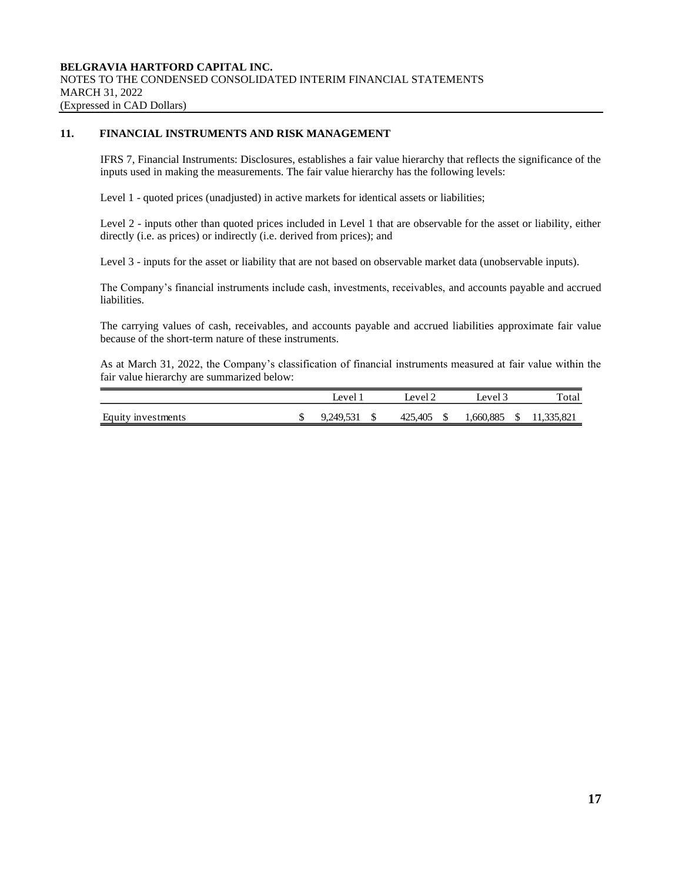**BELGRAVIA HARTFORD CAPITAL INC.**
NOTES TO THE CONDENSED CONSOLIDATED INTERIM FINANCIAL STATEMENTS
MARCH 31, 2022
(Expressed in CAD Dollars)

## 11. FINANCIAL INSTRUMENTS AND RISK MANAGEMENT

IFRS 7, Financial Instruments: Disclosures, establishes a fair value hierarchy that reflects the significance of the inputs used in making the measurements. The fair value hierarchy has the following levels:

Level 1 - quoted prices (unadjusted) in active markets for identical assets or liabilities;

Level 2 - inputs other than quoted prices included in Level 1 that are observable for the asset or liability, either directly (i.e. as prices) or indirectly (i.e. derived from prices); and

Level 3 - inputs for the asset or liability that are not based on observable market data (unobservable inputs).

The Company's financial instruments include cash, investments, receivables, and accounts payable and accrued liabilities.

The carrying values of cash, receivables, and accounts payable and accrued liabilities approximate fair value because of the short-term nature of these instruments.

As at March 31, 2022, the Company's classification of financial instruments measured at fair value within the fair value hierarchy are summarized below:

| | Level 1 | Level 2 | Level 3 | Total |
|---|---|---|---|---|
| Equity investments | $ 9,249,531 | $ 425,405 | $ 1,660,885 | $ 11,335,821 |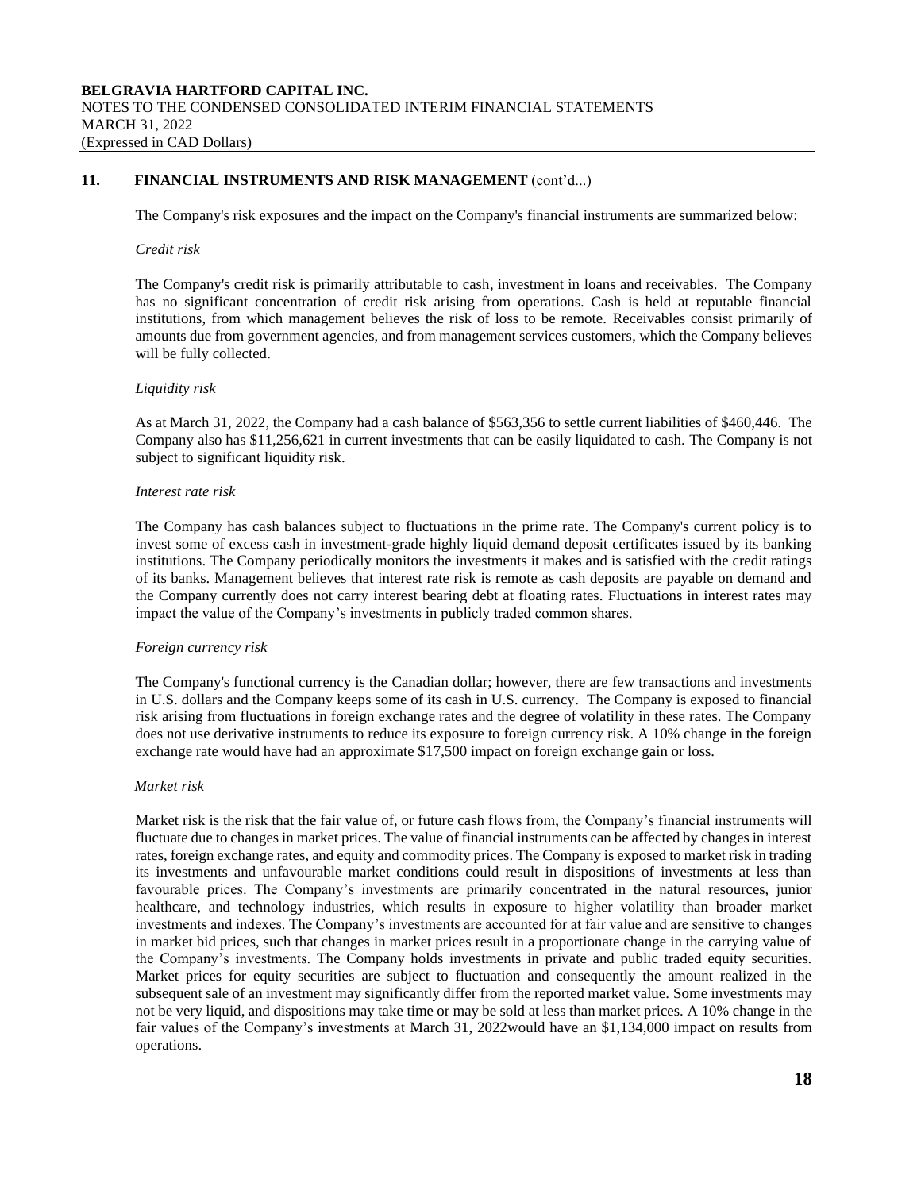## 11. FINANCIAL INSTRUMENTS AND RISK MANAGEMENT (cont'd...)

The Company's risk exposures and the impact on the Company's financial instruments are summarized below:

*Credit risk*

The Company's credit risk is primarily attributable to cash, investment in loans and receivables. The Company has no significant concentration of credit risk arising from operations. Cash is held at reputable financial institutions, from which management believes the risk of loss to be remote. Receivables consist primarily of amounts due from government agencies, and from management services customers, which the Company believes will be fully collected.

*Liquidity risk*

As at March 31, 2022, the Company had a cash balance of $563,356 to settle current liabilities of $460,446. The Company also has $11,256,621 in current investments that can be easily liquidated to cash. The Company is not subject to significant liquidity risk.

*Interest rate risk*

The Company has cash balances subject to fluctuations in the prime rate. The Company's current policy is to invest some of excess cash in investment-grade highly liquid demand deposit certificates issued by its banking institutions. The Company periodically monitors the investments it makes and is satisfied with the credit ratings of its banks. Management believes that interest rate risk is remote as cash deposits are payable on demand and the Company currently does not carry interest bearing debt at floating rates. Fluctuations in interest rates may impact the value of the Company's investments in publicly traded common shares.

*Foreign currency risk*

The Company's functional currency is the Canadian dollar; however, there are few transactions and investments in U.S. dollars and the Company keeps some of its cash in U.S. currency. The Company is exposed to financial risk arising from fluctuations in foreign exchange rates and the degree of volatility in these rates. The Company does not use derivative instruments to reduce its exposure to foreign currency risk. A 10% change in the foreign exchange rate would have had an approximate $17,500 impact on foreign exchange gain or loss.

*Market risk*

Market risk is the risk that the fair value of, or future cash flows from, the Company's financial instruments will fluctuate due to changes in market prices. The value of financial instruments can be affected by changes in interest rates, foreign exchange rates, and equity and commodity prices. The Company is exposed to market risk in trading its investments and unfavourable market conditions could result in dispositions of investments at less than favourable prices. The Company's investments are primarily concentrated in the natural resources, junior healthcare, and technology industries, which results in exposure to higher volatility than broader market investments and indexes. The Company's investments are accounted for at fair value and are sensitive to changes in market bid prices, such that changes in market prices result in a proportionate change in the carrying value of the Company's investments. The Company holds investments in private and public traded equity securities. Market prices for equity securities are subject to fluctuation and consequently the amount realized in the subsequent sale of an investment may significantly differ from the reported market value. Some investments may not be very liquid, and dispositions may take time or may be sold at less than market prices. A 10% change in the fair values of the Company's investments at March 31, 2022would have an $1,134,000 impact on results from operations.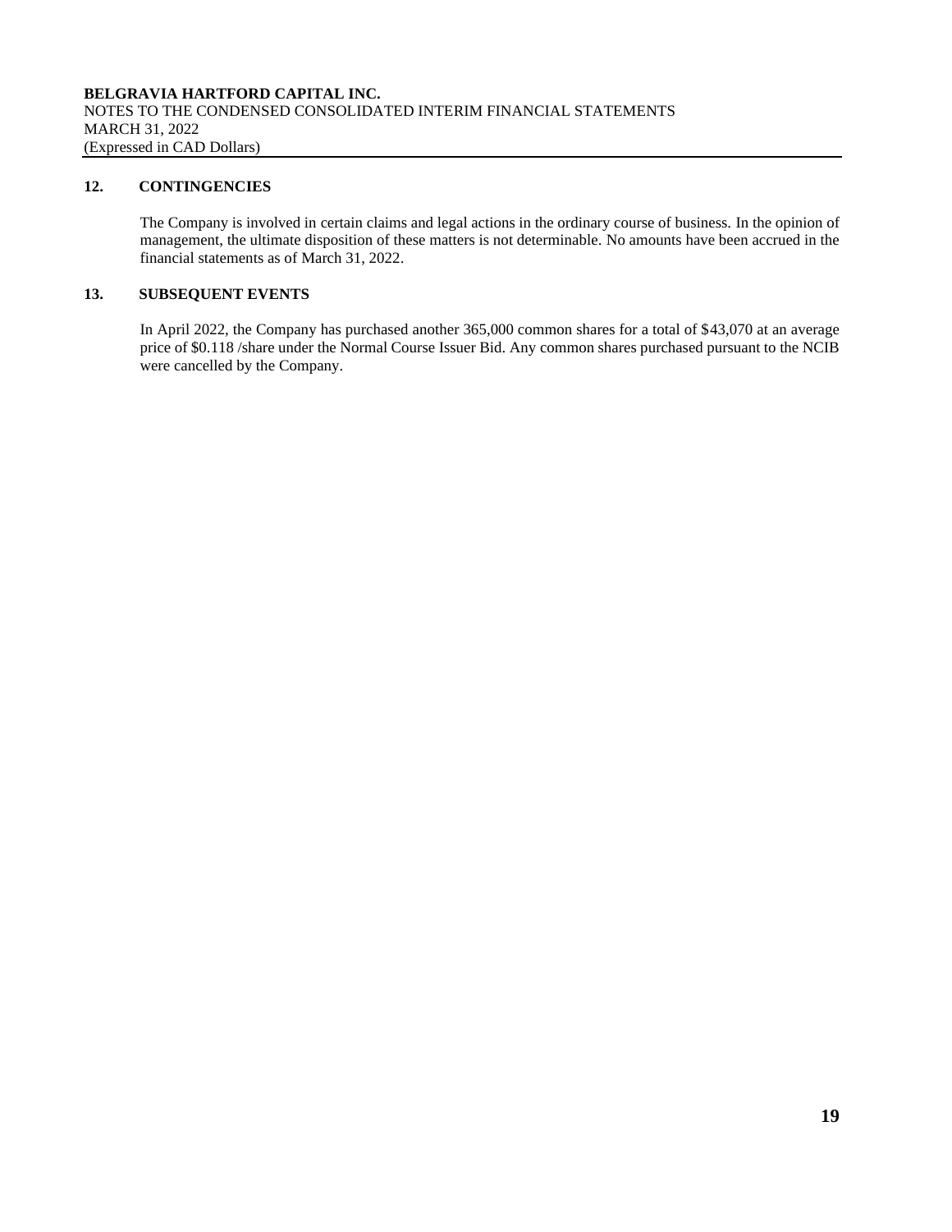## 12. CONTINGENCIES

The Company is involved in certain claims and legal actions in the ordinary course of business. In the opinion of management, the ultimate disposition of these matters is not determinable. No amounts have been accrued in the financial statements as of March 31, 2022.

## 13. SUBSEQUENT EVENTS

In April 2022, the Company has purchased another 365,000 common shares for a total of $43,070 at an average price of $0.118 /share under the Normal Course Issuer Bid. Any common shares purchased pursuant to the NCIB were cancelled by the Company.